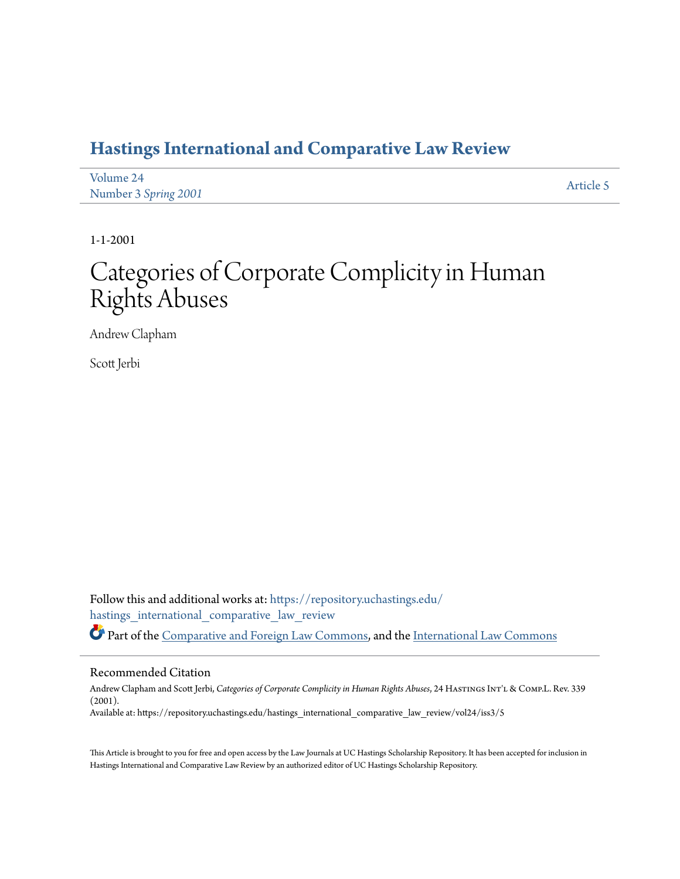# Hastings International and Comparative Law Review

Volume 24
Number 3 *Spring 2001*

Article 5

1-1-2001

# Categories of Corporate Complicity in Human Rights Abuses

Andrew Clapham

Scott Jerbi

Follow this and additional works at: https://repository.uchastings.edu/hastings_international_comparative_law_review

Part of the Comparative and Foreign Law Commons, and the International Law Commons

## Recommended Citation

Andrew Clapham and Scott Jerbi, *Categories of Corporate Complicity in Human Rights Abuses*, 24 Hastings Int'l & Comp.L. Rev. 339 (2001).
Available at: https://repository.uchastings.edu/hastings_international_comparative_law_review/vol24/iss3/5

This Article is brought to you for free and open access by the Law Journals at UC Hastings Scholarship Repository. It has been accepted for inclusion in Hastings International and Comparative Law Review by an authorized editor of UC Hastings Scholarship Repository.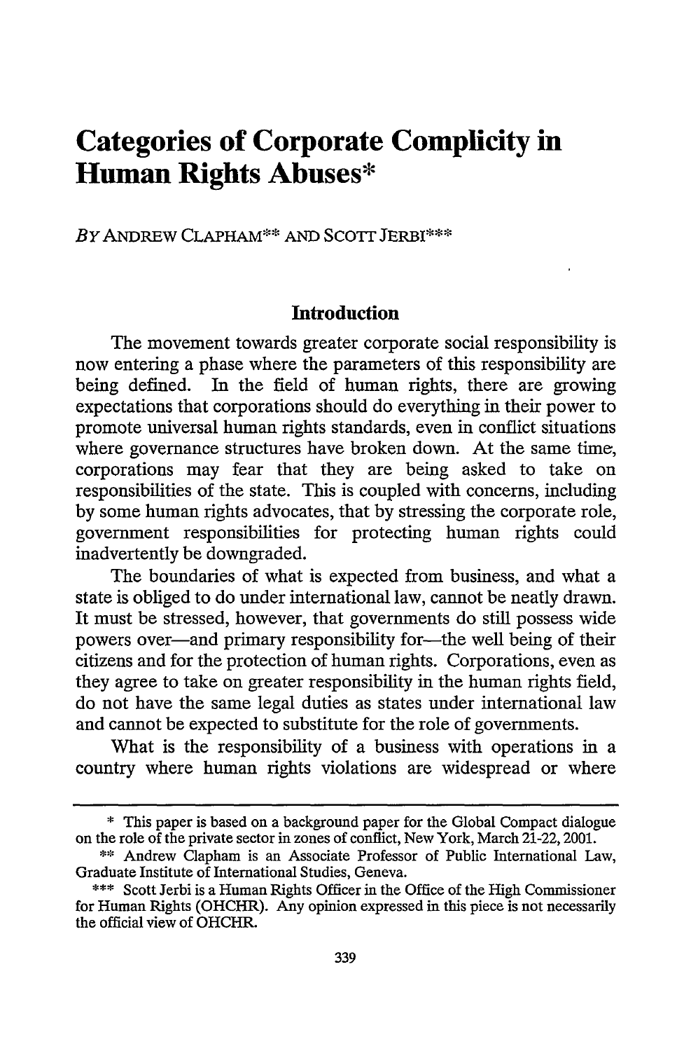# Categories of Corporate Complicity in Human Rights Abuses*

*By* ANDREW CLAPHAM** AND SCOTT JERBI***

## Introduction

The movement towards greater corporate social responsibility is now entering a phase where the parameters of this responsibility are being defined. In the field of human rights, there are growing expectations that corporations should do everything in their power to promote universal human rights standards, even in conflict situations where governance structures have broken down. At the same time, corporations may fear that they are being asked to take on responsibilities of the state. This is coupled with concerns, including by some human rights advocates, that by stressing the corporate role, government responsibilities for protecting human rights could inadvertently be downgraded.

The boundaries of what is expected from business, and what a state is obliged to do under international law, cannot be neatly drawn. It must be stressed, however, that governments do still possess wide powers over—and primary responsibility for—the well being of their citizens and for the protection of human rights. Corporations, even as they agree to take on greater responsibility in the human rights field, do not have the same legal duties as states under international law and cannot be expected to substitute for the role of governments.

What is the responsibility of a business with operations in a country where human rights violations are widespread or where

---

\* This paper is based on a background paper for the Global Compact dialogue on the role of the private sector in zones of conflict, New York, March 21-22, 2001.

\*\* Andrew Clapham is an Associate Professor of Public International Law, Graduate Institute of International Studies, Geneva.

\*\*\* Scott Jerbi is a Human Rights Officer in the Office of the High Commissioner for Human Rights (OHCHR). Any opinion expressed in this piece is not necessarily the official view of OHCHR.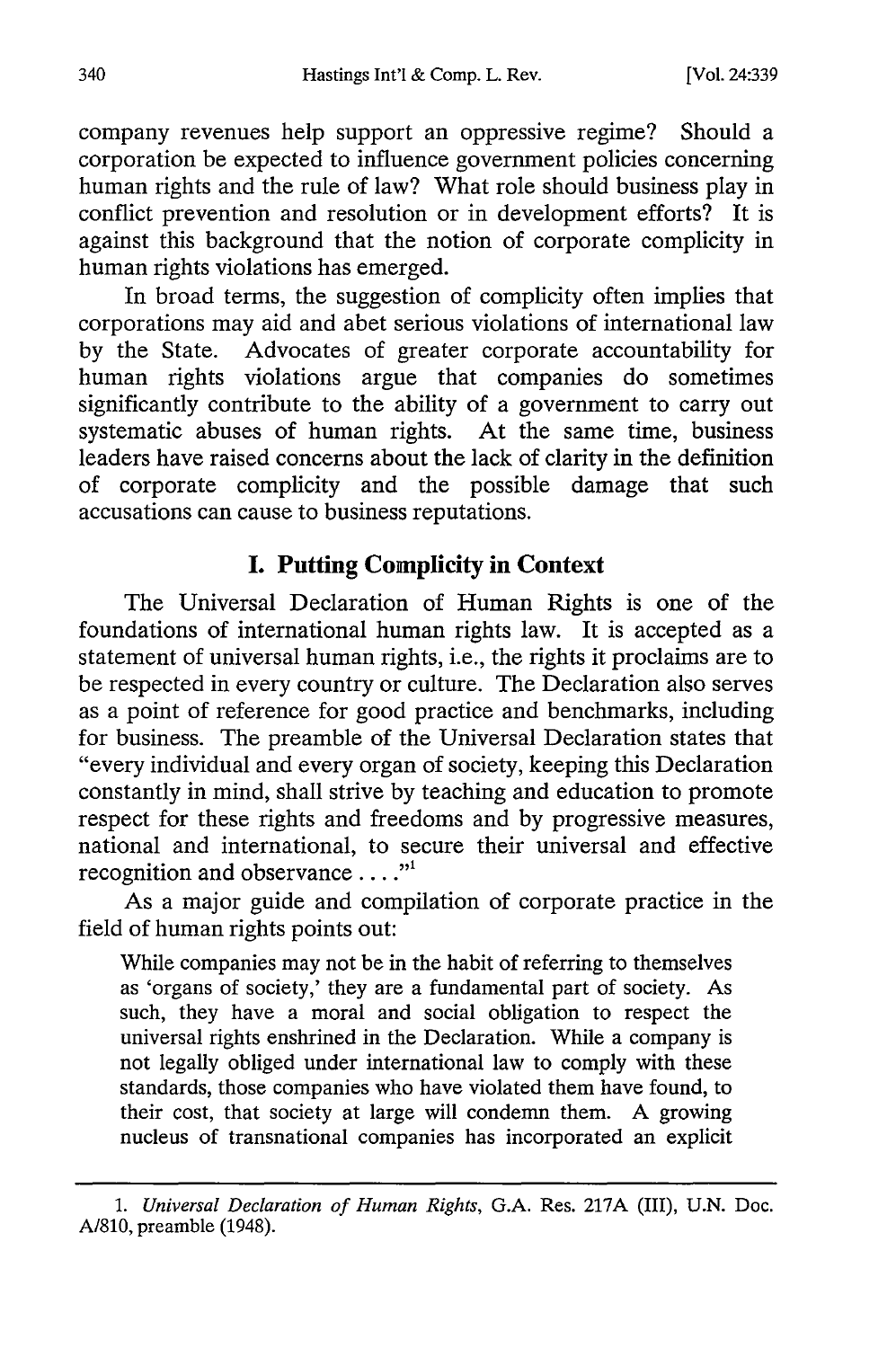company revenues help support an oppressive regime? Should a corporation be expected to influence government policies concerning human rights and the rule of law? What role should business play in conflict prevention and resolution or in development efforts? It is against this background that the notion of corporate complicity in human rights violations has emerged.

In broad terms, the suggestion of complicity often implies that corporations may aid and abet serious violations of international law by the State. Advocates of greater corporate accountability for human rights violations argue that companies do sometimes significantly contribute to the ability of a government to carry out systematic abuses of human rights. At the same time, business leaders have raised concerns about the lack of clarity in the definition of corporate complicity and the possible damage that such accusations can cause to business reputations.

## I. Putting Complicity in Context

The Universal Declaration of Human Rights is one of the foundations of international human rights law. It is accepted as a statement of universal human rights, i.e., the rights it proclaims are to be respected in every country or culture. The Declaration also serves as a point of reference for good practice and benchmarks, including for business. The preamble of the Universal Declaration states that "every individual and every organ of society, keeping this Declaration constantly in mind, shall strive by teaching and education to promote respect for these rights and freedoms and by progressive measures, national and international, to secure their universal and effective recognition and observance . . . ."[1]

As a major guide and compilation of corporate practice in the field of human rights points out:

> While companies may not be in the habit of referring to themselves as 'organs of society,' they are a fundamental part of society. As such, they have a moral and social obligation to respect the universal rights enshrined in the Declaration. While a company is not legally obliged under international law to comply with these standards, those companies who have violated them have found, to their cost, that society at large will condemn them. A growing nucleus of transnational companies has incorporated an explicit

---

1. *Universal Declaration of Human Rights*, G.A. Res. 217A (III), U.N. Doc. A/810, preamble (1948).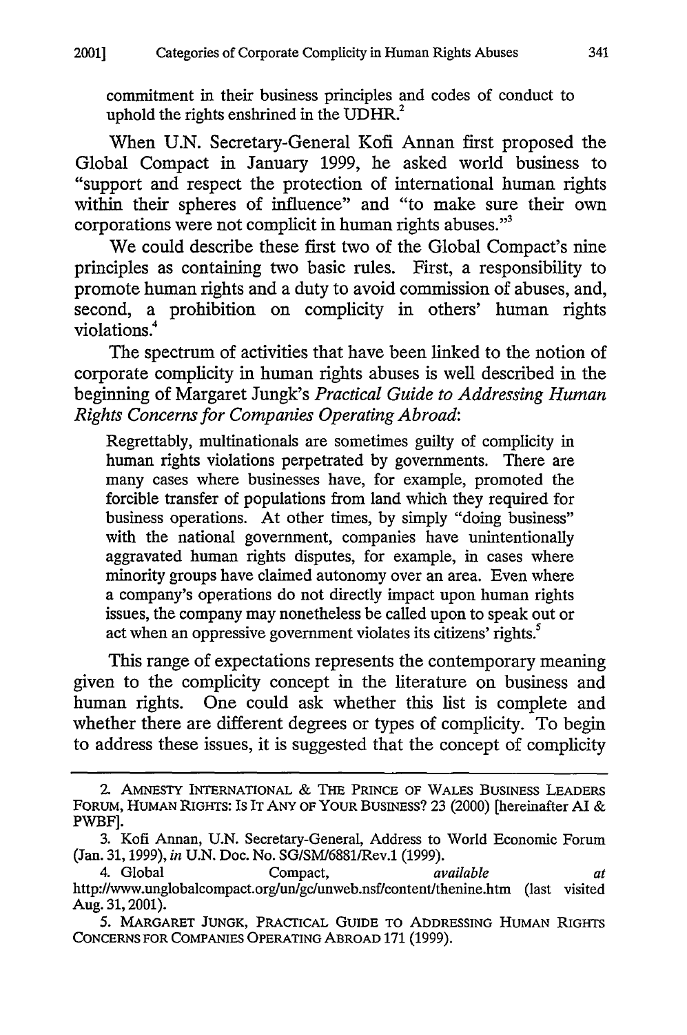commitment in their business principles and codes of conduct to uphold the rights enshrined in the UDHR.[2]

When U.N. Secretary-General Kofi Annan first proposed the Global Compact in January 1999, he asked world business to "support and respect the protection of international human rights within their spheres of influence" and "to make sure their own corporations were not complicit in human rights abuses."[3]

We could describe these first two of the Global Compact's nine principles as containing two basic rules. First, a responsibility to promote human rights and a duty to avoid commission of abuses, and, second, a prohibition on complicity in others' human rights violations.[4]

The spectrum of activities that have been linked to the notion of corporate complicity in human rights abuses is well described in the beginning of Margaret Jungk's *Practical Guide to Addressing Human Rights Concerns for Companies Operating Abroad*:

> Regrettably, multinationals are sometimes guilty of complicity in human rights violations perpetrated by governments. There are many cases where businesses have, for example, promoted the forcible transfer of populations from land which they required for business operations. At other times, by simply "doing business" with the national government, companies have unintentionally aggravated human rights disputes, for example, in cases where minority groups have claimed autonomy over an area. Even where a company's operations do not directly impact upon human rights issues, the company may nonetheless be called upon to speak out or act when an oppressive government violates its citizens' rights.[5]

This range of expectations represents the contemporary meaning given to the complicity concept in the literature on business and human rights. One could ask whether this list is complete and whether there are different degrees or types of complicity. To begin to address these issues, it is suggested that the concept of complicity

---

2. AMNESTY INTERNATIONAL & THE PRINCE OF WALES BUSINESS LEADERS FORUM, HUMAN RIGHTS: IS IT ANY OF YOUR BUSINESS? 23 (2000) [hereinafter AI & PWBF].

3. Kofi Annan, U.N. Secretary-General, Address to World Economic Forum (Jan. 31, 1999), *in* U.N. Doc. No. SG/SM/6881/Rev.1 (1999).

4. Global Compact, *available at* http://www.unglobalcompact.org/un/gc/unweb.nsf/content/thenine.htm (last visited Aug. 31, 2001).

5. MARGARET JUNGK, PRACTICAL GUIDE TO ADDRESSING HUMAN RIGHTS CONCERNS FOR COMPANIES OPERATING ABROAD 171 (1999).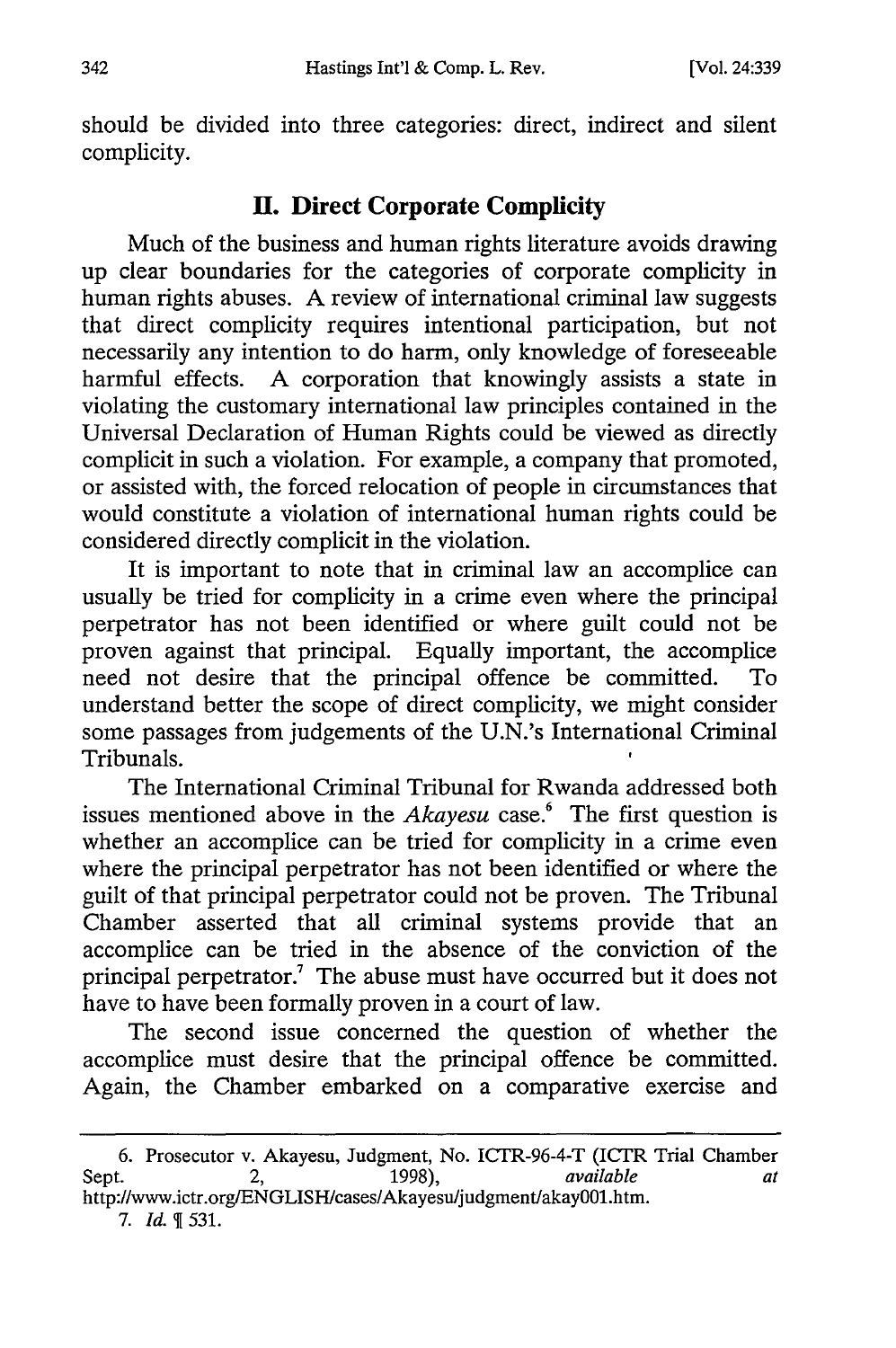should be divided into three categories: direct, indirect and silent complicity.

## II. Direct Corporate Complicity

Much of the business and human rights literature avoids drawing up clear boundaries for the categories of corporate complicity in human rights abuses. A review of international criminal law suggests that direct complicity requires intentional participation, but not necessarily any intention to do harm, only knowledge of foreseeable harmful effects. A corporation that knowingly assists a state in violating the customary international law principles contained in the Universal Declaration of Human Rights could be viewed as directly complicit in such a violation. For example, a company that promoted, or assisted with, the forced relocation of people in circumstances that would constitute a violation of international human rights could be considered directly complicit in the violation.

It is important to note that in criminal law an accomplice can usually be tried for complicity in a crime even where the principal perpetrator has not been identified or where guilt could not be proven against that principal. Equally important, the accomplice need not desire that the principal offence be committed. To understand better the scope of direct complicity, we might consider some passages from judgements of the U.N.'s International Criminal Tribunals.

The International Criminal Tribunal for Rwanda addressed both issues mentioned above in the *Akayesu* case.[6] The first question is whether an accomplice can be tried for complicity in a crime even where the principal perpetrator has not been identified or where the guilt of that principal perpetrator could not be proven. The Tribunal Chamber asserted that all criminal systems provide that an accomplice can be tried in the absence of the conviction of the principal perpetrator.[7] The abuse must have occurred but it does not have to have been formally proven in a court of law.

The second issue concerned the question of whether the accomplice must desire that the principal offence be committed. Again, the Chamber embarked on a comparative exercise and

---

6. Prosecutor v. Akayesu, Judgment, No. ICTR-96-4-T (ICTR Trial Chamber Sept. 2, 1998), *available at* http://www.ictr.org/ENGLISH/cases/Akayesu/judgment/akay001.htm.

7. *Id.* ¶ 531.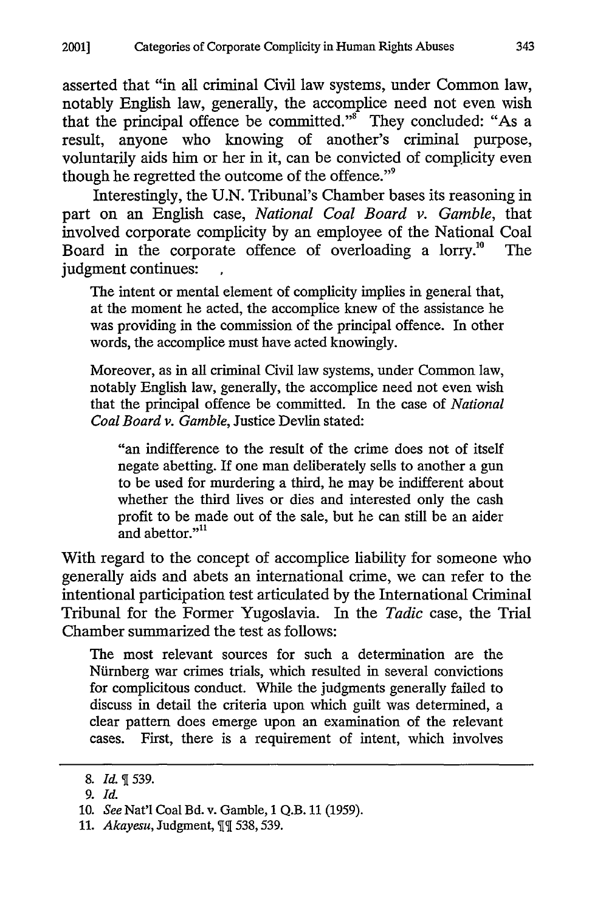asserted that "in all criminal Civil law systems, under Common law, notably English law, generally, the accomplice need not even wish that the principal offence be committed."[8] They concluded: "As a result, anyone who knowing of another's criminal purpose, voluntarily aids him or her in it, can be convicted of complicity even though he regretted the outcome of the offence."[9]

Interestingly, the U.N. Tribunal's Chamber bases its reasoning in part on an English case, *National Coal Board v. Gamble*, that involved corporate complicity by an employee of the National Coal Board in the corporate offence of overloading a lorry.[10] The judgment continues:

> The intent or mental element of complicity implies in general that, at the moment he acted, the accomplice knew of the assistance he was providing in the commission of the principal offence. In other words, the accomplice must have acted knowingly.
>
> Moreover, as in all criminal Civil law systems, under Common law, notably English law, generally, the accomplice need not even wish that the principal offence be committed. In the case of *National Coal Board v. Gamble*, Justice Devlin stated:
>
> > "an indifference to the result of the crime does not of itself negate abetting. If one man deliberately sells to another a gun to be used for murdering a third, he may be indifferent about whether the third lives or dies and interested only the cash profit to be made out of the sale, but he can still be an aider and abettor."[11]

With regard to the concept of accomplice liability for someone who generally aids and abets an international crime, we can refer to the intentional participation test articulated by the International Criminal Tribunal for the Former Yugoslavia. In the *Tadic* case, the Trial Chamber summarized the test as follows:

> The most relevant sources for such a determination are the Nürnberg war crimes trials, which resulted in several convictions for complicitous conduct. While the judgments generally failed to discuss in detail the criteria upon which guilt was determined, a clear pattern does emerge upon an examination of the relevant cases. First, there is a requirement of intent, which involves

---

8. *Id.* ¶ 539.

9. *Id.*

10. *See* Nat'l Coal Bd. v. Gamble, 1 Q.B. 11 (1959).

11. *Akayesu*, Judgment, ¶¶ 538, 539.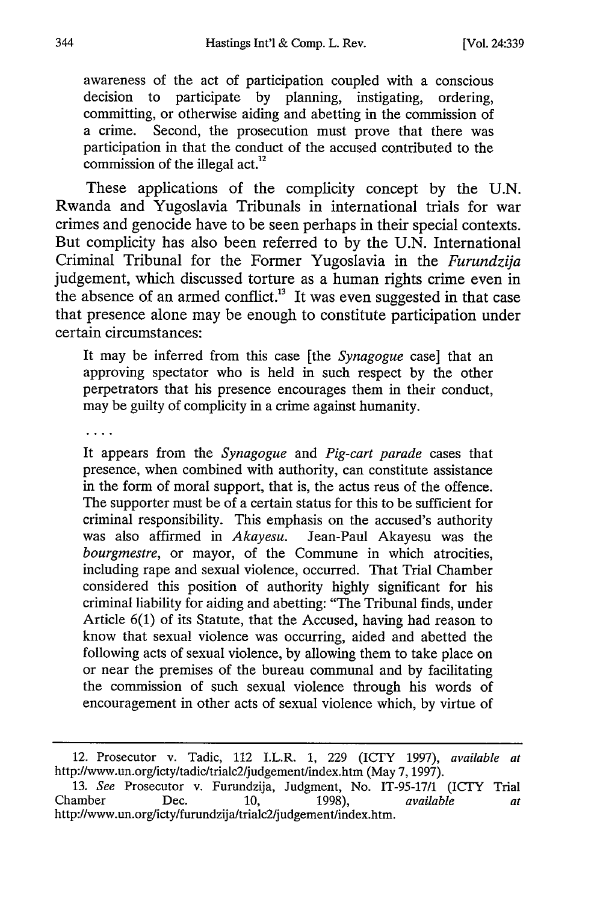awareness of the act of participation coupled with a conscious decision to participate by planning, instigating, ordering, committing, or otherwise aiding and abetting in the commission of a crime. Second, the prosecution must prove that there was participation in that the conduct of the accused contributed to the commission of the illegal act.[12]

These applications of the complicity concept by the U.N. Rwanda and Yugoslavia Tribunals in international trials for war crimes and genocide have to be seen perhaps in their special contexts. But complicity has also been referred to by the U.N. International Criminal Tribunal for the Former Yugoslavia in the *Furundzija* judgement, which discussed torture as a human rights crime even in the absence of an armed conflict.[13] It was even suggested in that case that presence alone may be enough to constitute participation under certain circumstances:

> It may be inferred from this case [the *Synagogue* case] that an approving spectator who is held in such respect by the other perpetrators that his presence encourages them in their conduct, may be guilty of complicity in a crime against humanity.
>
> . . . .
>
> It appears from the *Synagogue* and *Pig-cart parade* cases that presence, when combined with authority, can constitute assistance in the form of moral support, that is, the actus reus of the offence. The supporter must be of a certain status for this to be sufficient for criminal responsibility. This emphasis on the accused's authority was also affirmed in *Akayesu*. Jean-Paul Akayesu was the *bourgmestre*, or mayor, of the Commune in which atrocities, including rape and sexual violence, occurred. That Trial Chamber considered this position of authority highly significant for his criminal liability for aiding and abetting: "The Tribunal finds, under Article 6(1) of its Statute, that the Accused, having had reason to know that sexual violence was occurring, aided and abetted the following acts of sexual violence, by allowing them to take place on or near the premises of the bureau communal and by facilitating the commission of such sexual violence through his words of encouragement in other acts of sexual violence which, by virtue of

---

12. Prosecutor v. Tadic, 112 I.L.R. 1, 229 (ICTY 1997), *available at* http://www.un.org/icty/tadic/trialc2/judgement/index.htm (May 7, 1997).

13. *See* Prosecutor v. Furundzija, Judgment, No. IT-95-17/1 (ICTY Trial Chamber Dec. 10, 1998), *available at* http://www.un.org/icty/furundzija/trialc2/judgement/index.htm.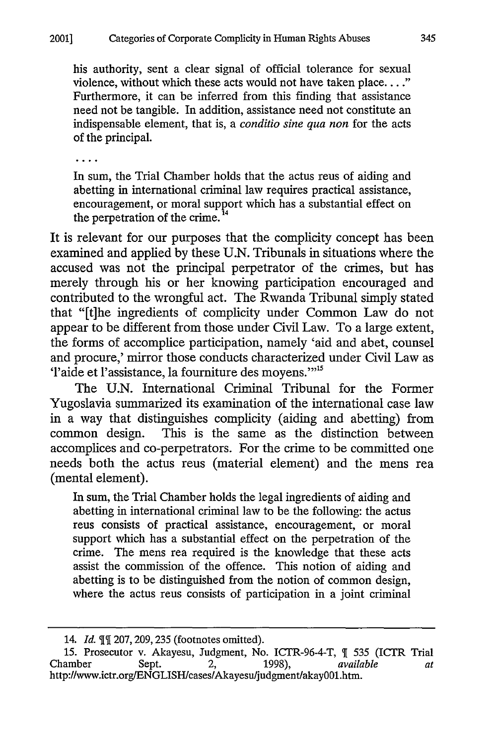his authority, sent a clear signal of official tolerance for sexual violence, without which these acts would not have taken place. . . ." Furthermore, it can be inferred from this finding that assistance need not be tangible. In addition, assistance need not constitute an indispensable element, that is, a *conditio sine qua non* for the acts of the principal.

> . . . .
>
> In sum, the Trial Chamber holds that the actus reus of aiding and abetting in international criminal law requires practical assistance, encouragement, or moral support which has a substantial effect on the perpetration of the crime.[14]

It is relevant for our purposes that the complicity concept has been examined and applied by these U.N. Tribunals in situations where the accused was not the principal perpetrator of the crimes, but has merely through his or her knowing participation encouraged and contributed to the wrongful act. The Rwanda Tribunal simply stated that "[t]he ingredients of complicity under Common Law do not appear to be different from those under Civil Law. To a large extent, the forms of accomplice participation, namely 'aid and abet, counsel and procure,' mirror those conducts characterized under Civil Law as 'l'aide et l'assistance, la fourniture des moyens.'"[15]

The U.N. International Criminal Tribunal for the Former Yugoslavia summarized its examination of the international case law in a way that distinguishes complicity (aiding and abetting) from common design. This is the same as the distinction between accomplices and co-perpetrators. For the crime to be committed one needs both the actus reus (material element) and the mens rea (mental element).

> In sum, the Trial Chamber holds the legal ingredients of aiding and abetting in international criminal law to be the following: the actus reus consists of practical assistance, encouragement, or moral support which has a substantial effect on the perpetration of the crime. The mens rea required is the knowledge that these acts assist the commission of the offence. This notion of aiding and abetting is to be distinguished from the notion of common design, where the actus reus consists of participation in a joint criminal

---

14. *Id.* ¶¶ 207, 209, 235 (footnotes omitted).

15. Prosecutor v. Akayesu, Judgment, No. ICTR-96-4-T, ¶ 535 (ICTR Trial Chamber Sept. 2, 1998), *available at* http://www.ictr.org/ENGLISH/cases/Akayesu/judgment/akay001.htm.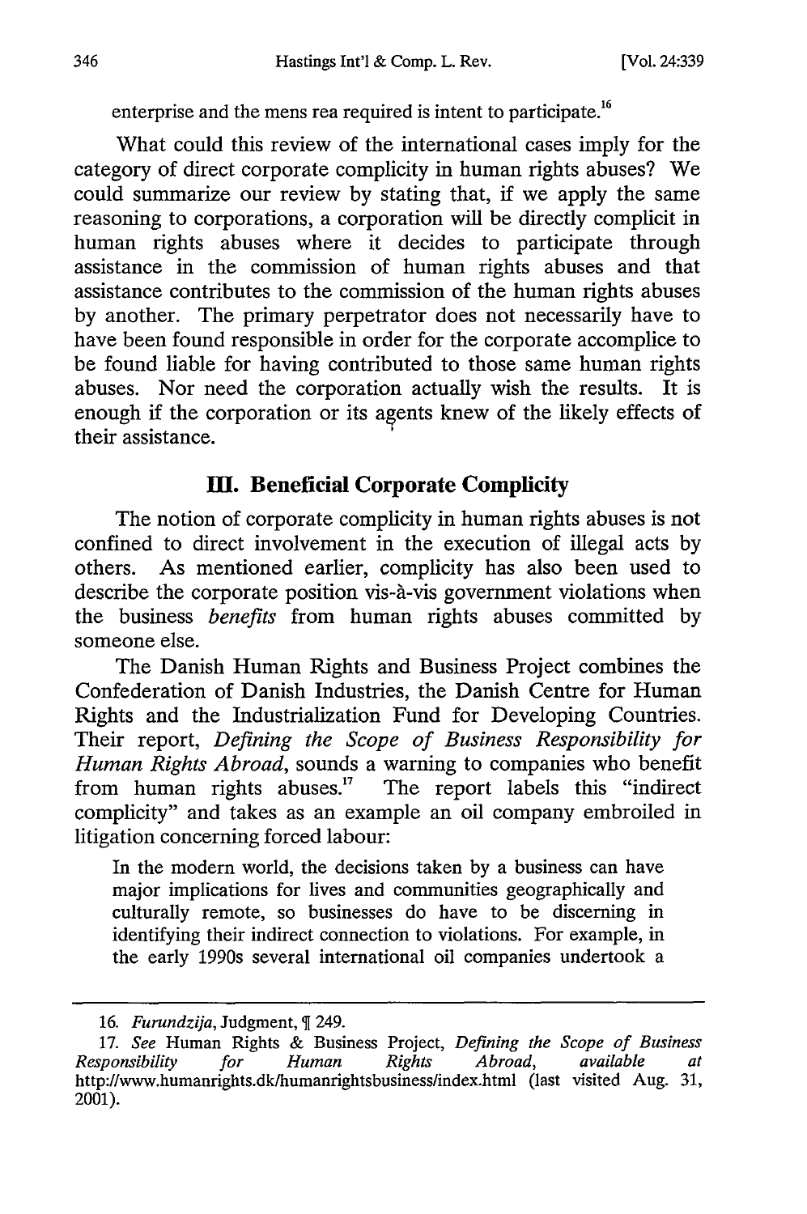enterprise and the mens rea required is intent to participate.[16]

What could this review of the international cases imply for the category of direct corporate complicity in human rights abuses? We could summarize our review by stating that, if we apply the same reasoning to corporations, a corporation will be directly complicit in human rights abuses where it decides to participate through assistance in the commission of human rights abuses and that assistance contributes to the commission of the human rights abuses by another. The primary perpetrator does not necessarily have to have been found responsible in order for the corporate accomplice to be found liable for having contributed to those same human rights abuses. Nor need the corporation actually wish the results. It is enough if the corporation or its agents knew of the likely effects of their assistance.

## III. Beneficial Corporate Complicity

The notion of corporate complicity in human rights abuses is not confined to direct involvement in the execution of illegal acts by others. As mentioned earlier, complicity has also been used to describe the corporate position vis-à-vis government violations when the business *benefits* from human rights abuses committed by someone else.

The Danish Human Rights and Business Project combines the Confederation of Danish Industries, the Danish Centre for Human Rights and the Industrialization Fund for Developing Countries. Their report, *Defining the Scope of Business Responsibility for Human Rights Abroad*, sounds a warning to companies who benefit from human rights abuses.[17] The report labels this "indirect complicity" and takes as an example an oil company embroiled in litigation concerning forced labour:

> In the modern world, the decisions taken by a business can have major implications for lives and communities geographically and culturally remote, so businesses do have to be discerning in identifying their indirect connection to violations. For example, in the early 1990s several international oil companies undertook a

---

16. *Furundzija*, Judgment, ¶ 249.

17. *See* Human Rights & Business Project, *Defining the Scope of Business Responsibility for Human Rights Abroad*, *available at* http://www.humanrights.dk/humanrightsbusiness/index.html (last visited Aug. 31, 2001).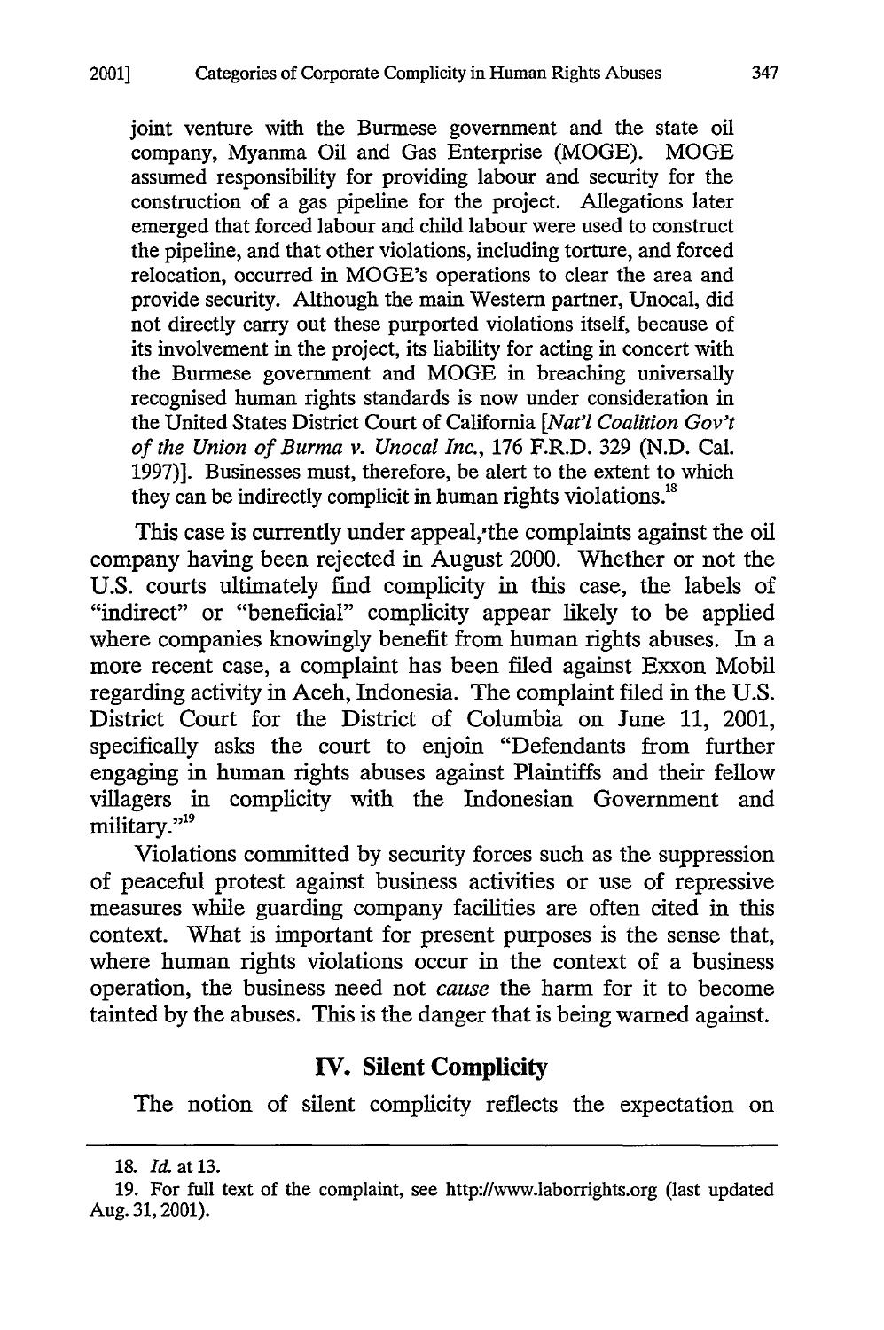joint venture with the Burmese government and the state oil company, Myanma Oil and Gas Enterprise (MOGE). MOGE assumed responsibility for providing labour and security for the construction of a gas pipeline for the project. Allegations later emerged that forced labour and child labour were used to construct the pipeline, and that other violations, including torture, and forced relocation, occurred in MOGE's operations to clear the area and provide security. Although the main Western partner, Unocal, did not directly carry out these purported violations itself, because of its involvement in the project, its liability for acting in concert with the Burmese government and MOGE in breaching universally recognised human rights standards is now under consideration in the United States District Court of California [*Nat'l Coalition Gov't of the Union of Burma v. Unocal Inc.*, 176 F.R.D. 329 (N.D. Cal. 1997)]. Businesses must, therefore, be alert to the extent to which they can be indirectly complicit in human rights violations.[18]

This case is currently under appeal, the complaints against the oil company having been rejected in August 2000. Whether or not the U.S. courts ultimately find complicity in this case, the labels of "indirect" or "beneficial" complicity appear likely to be applied where companies knowingly benefit from human rights abuses. In a more recent case, a complaint has been filed against Exxon Mobil regarding activity in Aceh, Indonesia. The complaint filed in the U.S. District Court for the District of Columbia on June 11, 2001, specifically asks the court to enjoin "Defendants from further engaging in human rights abuses against Plaintiffs and their fellow villagers in complicity with the Indonesian Government and military."[19]

Violations committed by security forces such as the suppression of peaceful protest against business activities or use of repressive measures while guarding company facilities are often cited in this context. What is important for present purposes is the sense that, where human rights violations occur in the context of a business operation, the business need not *cause* the harm for it to become tainted by the abuses. This is the danger that is being warned against.

## IV. Silent Complicity

The notion of silent complicity reflects the expectation on

---

18. *Id.* at 13.

19. For full text of the complaint, see http://www.laborrights.org (last updated Aug. 31, 2001).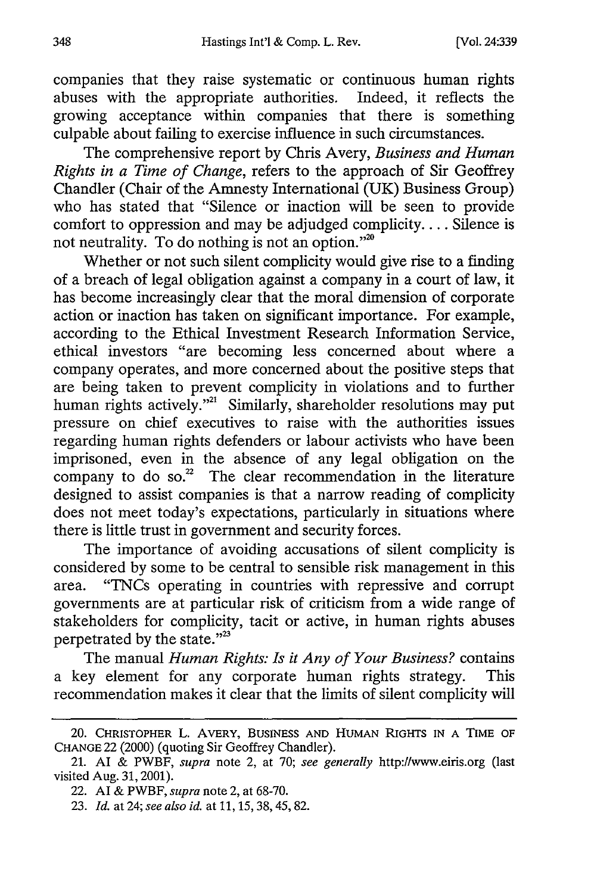companies that they raise systematic or continuous human rights abuses with the appropriate authorities. Indeed, it reflects the growing acceptance within companies that there is something culpable about failing to exercise influence in such circumstances.

The comprehensive report by Chris Avery, *Business and Human Rights in a Time of Change*, refers to the approach of Sir Geoffrey Chandler (Chair of the Amnesty International (UK) Business Group) who has stated that "Silence or inaction will be seen to provide comfort to oppression and may be adjudged complicity.... Silence is not neutrality. To do nothing is not an option."[20]

Whether or not such silent complicity would give rise to a finding of a breach of legal obligation against a company in a court of law, it has become increasingly clear that the moral dimension of corporate action or inaction has taken on significant importance. For example, according to the Ethical Investment Research Information Service, ethical investors "are becoming less concerned about where a company operates, and more concerned about the positive steps that are being taken to prevent complicity in violations and to further human rights actively."[21] Similarly, shareholder resolutions may put pressure on chief executives to raise with the authorities issues regarding human rights defenders or labour activists who have been imprisoned, even in the absence of any legal obligation on the company to do so.[22] The clear recommendation in the literature designed to assist companies is that a narrow reading of complicity does not meet today's expectations, particularly in situations where there is little trust in government and security forces.

The importance of avoiding accusations of silent complicity is considered by some to be central to sensible risk management in this area. "TNCs operating in countries with repressive and corrupt governments are at particular risk of criticism from a wide range of stakeholders for complicity, tacit or active, in human rights abuses perpetrated by the state."[23]

The manual *Human Rights: Is it Any of Your Business?* contains a key element for any corporate human rights strategy. This recommendation makes it clear that the limits of silent complicity will

---

20. CHRISTOPHER L. AVERY, BUSINESS AND HUMAN RIGHTS IN A TIME OF CHANGE 22 (2000) (quoting Sir Geoffrey Chandler).

21. AI & PWBF, *supra* note 2, at 70; *see generally* http://www.eiris.org (last visited Aug. 31, 2001).

22. AI & PWBF, *supra* note 2, at 68-70.

23. *Id.* at 24; *see also id.* at 11, 15, 38, 45, 82.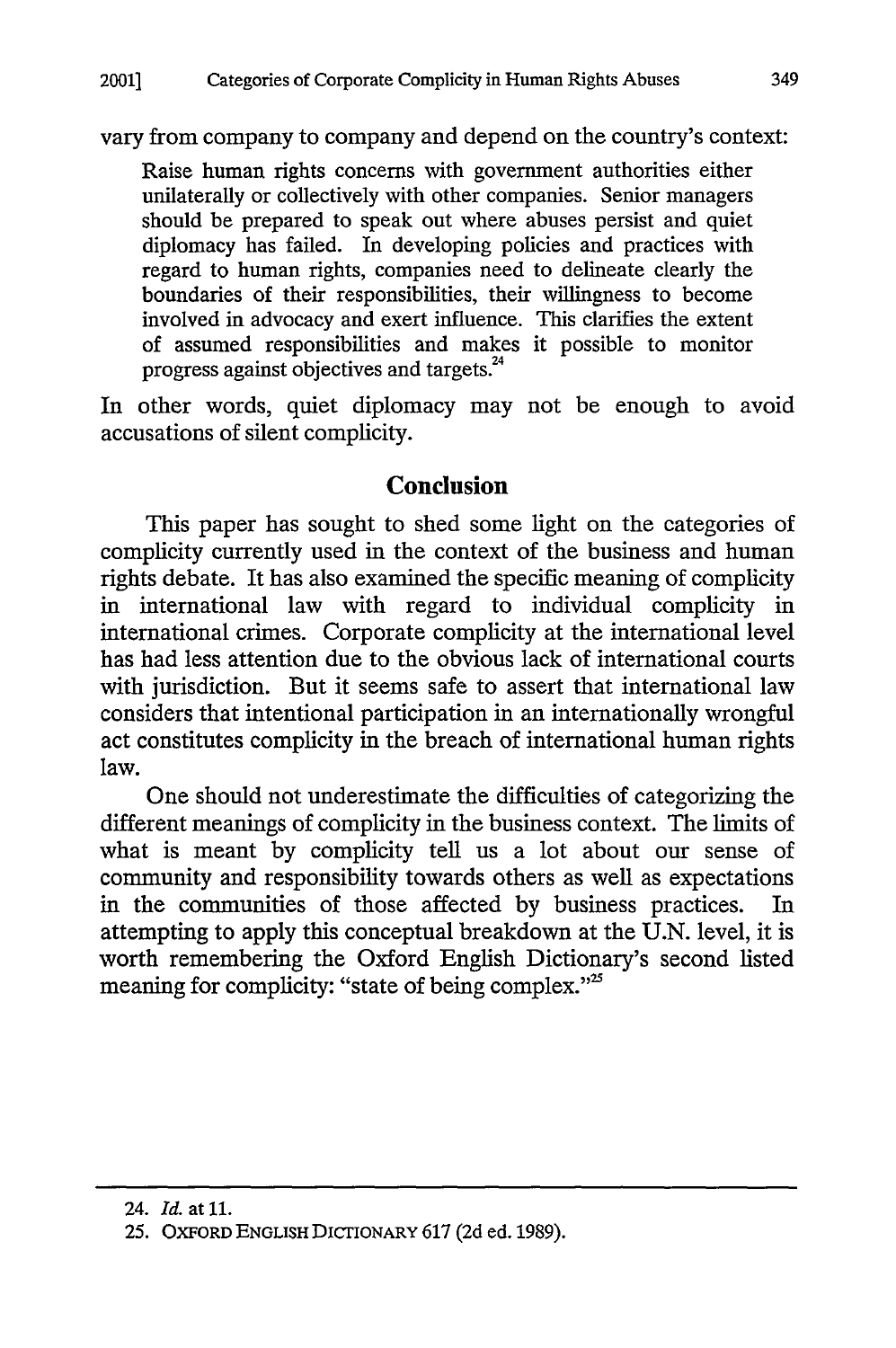vary from company to company and depend on the country's context:

> Raise human rights concerns with government authorities either unilaterally or collectively with other companies. Senior managers should be prepared to speak out where abuses persist and quiet diplomacy has failed. In developing policies and practices with regard to human rights, companies need to delineate clearly the boundaries of their responsibilities, their willingness to become involved in advocacy and exert influence. This clarifies the extent of assumed responsibilities and makes it possible to monitor progress against objectives and targets.[24]

In other words, quiet diplomacy may not be enough to avoid accusations of silent complicity.

## Conclusion

This paper has sought to shed some light on the categories of complicity currently used in the context of the business and human rights debate. It has also examined the specific meaning of complicity in international law with regard to individual complicity in international crimes. Corporate complicity at the international level has had less attention due to the obvious lack of international courts with jurisdiction. But it seems safe to assert that international law considers that intentional participation in an internationally wrongful act constitutes complicity in the breach of international human rights law.

One should not underestimate the difficulties of categorizing the different meanings of complicity in the business context. The limits of what is meant by complicity tell us a lot about our sense of community and responsibility towards others as well as expectations in the communities of those affected by business practices. In attempting to apply this conceptual breakdown at the U.N. level, it is worth remembering the Oxford English Dictionary's second listed meaning for complicity: "state of being complex."[25]

---

24. *Id.* at 11.

25. OXFORD ENGLISH DICTIONARY 617 (2d ed. 1989).